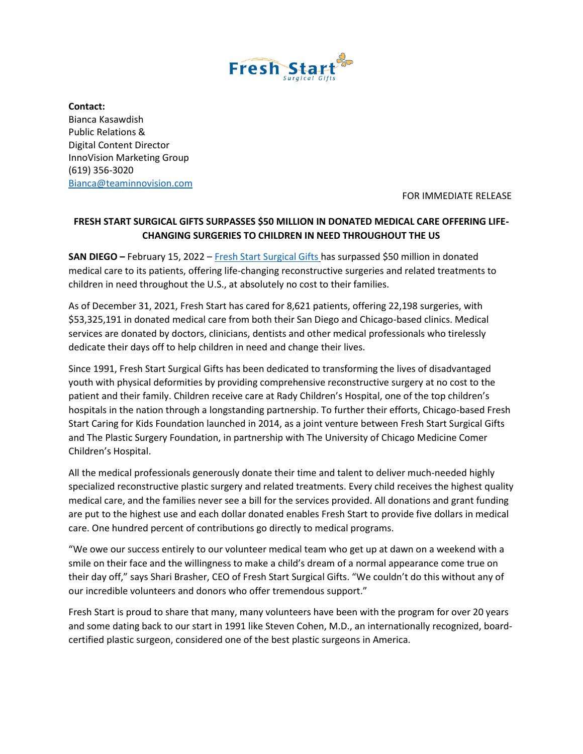**Contact:**
Bianca Kasawdish
Public Relations &
Digital Content Director
InnoVision Marketing Group
(619) 356-3020
Bianca@teaminnovision.com

FOR IMMEDIATE RELEASE

**FRESH START SURGICAL GIFTS SURPASSES $50 MILLION IN DONATED MEDICAL CARE OFFERING LIFE-CHANGING SURGERIES TO CHILDREN IN NEED THROUGHOUT THE US**

**SAN DIEGO –** February 15, 2022 – Fresh Start Surgical Gifts has surpassed $50 million in donated medical care to its patients, offering life-changing reconstructive surgeries and related treatments to children in need throughout the U.S., at absolutely no cost to their families.

As of December 31, 2021, Fresh Start has cared for 8,621 patients, offering 22,198 surgeries, with $53,325,191 in donated medical care from both their San Diego and Chicago-based clinics. Medical services are donated by doctors, clinicians, dentists and other medical professionals who tirelessly dedicate their days off to help children in need and change their lives.

Since 1991, Fresh Start Surgical Gifts has been dedicated to transforming the lives of disadvantaged youth with physical deformities by providing comprehensive reconstructive surgery at no cost to the patient and their family. Children receive care at Rady Children's Hospital, one of the top children's hospitals in the nation through a longstanding partnership. To further their efforts, Chicago-based Fresh Start Caring for Kids Foundation launched in 2014, as a joint venture between Fresh Start Surgical Gifts and The Plastic Surgery Foundation, in partnership with The University of Chicago Medicine Comer Children's Hospital.

All the medical professionals generously donate their time and talent to deliver much-needed highly specialized reconstructive plastic surgery and related treatments. Every child receives the highest quality medical care, and the families never see a bill for the services provided. All donations and grant funding are put to the highest use and each dollar donated enables Fresh Start to provide five dollars in medical care. One hundred percent of contributions go directly to medical programs.

"We owe our success entirely to our volunteer medical team who get up at dawn on a weekend with a smile on their face and the willingness to make a child's dream of a normal appearance come true on their day off," says Shari Brasher, CEO of Fresh Start Surgical Gifts. "We couldn't do this without any of our incredible volunteers and donors who offer tremendous support."

Fresh Start is proud to share that many, many volunteers have been with the program for over 20 years and some dating back to our start in 1991 like Steven Cohen, M.D., an internationally recognized, board-certified plastic surgeon, considered one of the best plastic surgeons in America.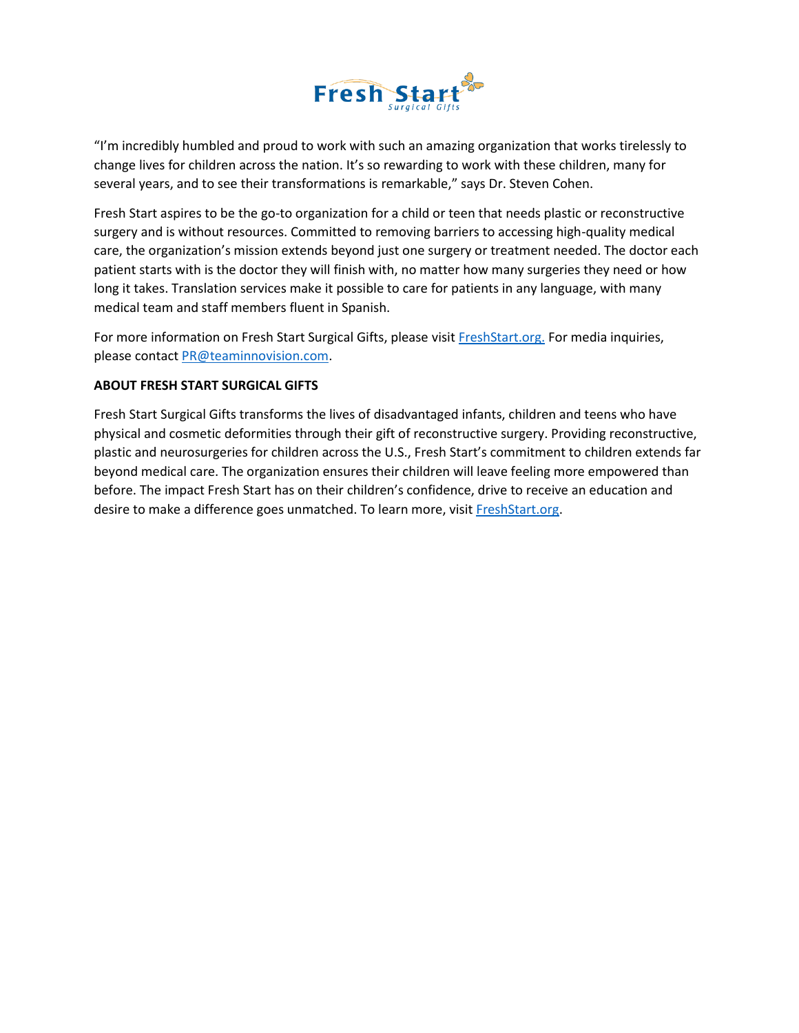"I'm incredibly humbled and proud to work with such an amazing organization that works tirelessly to change lives for children across the nation. It's so rewarding to work with these children, many for several years, and to see their transformations is remarkable," says Dr. Steven Cohen.

Fresh Start aspires to be the go-to organization for a child or teen that needs plastic or reconstructive surgery and is without resources. Committed to removing barriers to accessing high-quality medical care, the organization's mission extends beyond just one surgery or treatment needed. The doctor each patient starts with is the doctor they will finish with, no matter how many surgeries they need or how long it takes. Translation services make it possible to care for patients in any language, with many medical team and staff members fluent in Spanish.

For more information on Fresh Start Surgical Gifts, please visit FreshStart.org. For media inquiries, please contact PR@teaminnovision.com.

**ABOUT FRESH START SURGICAL GIFTS**

Fresh Start Surgical Gifts transforms the lives of disadvantaged infants, children and teens who have physical and cosmetic deformities through their gift of reconstructive surgery. Providing reconstructive, plastic and neurosurgeries for children across the U.S., Fresh Start's commitment to children extends far beyond medical care. The organization ensures their children will leave feeling more empowered than before. The impact Fresh Start has on their children's confidence, drive to receive an education and desire to make a difference goes unmatched. To learn more, visit FreshStart.org.